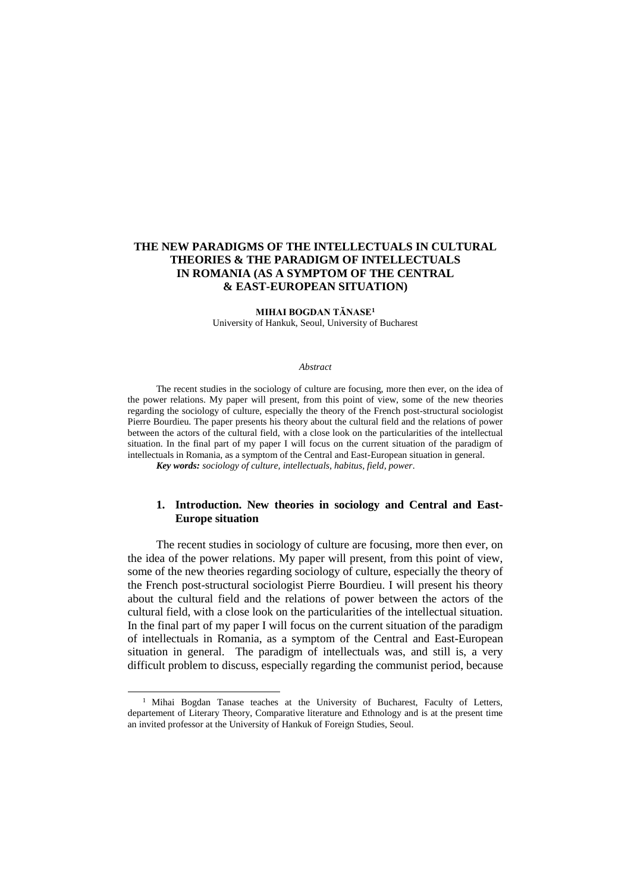# THE NEW PARADIGMS OF THE INTELLECTUALS IN CULTURAL THEORIES & THE PARADIGM OF INTELLECTUALS IN ROMANIA (AS A SYMPTOM OF THE CENTRAL & EAST-EUROPEAN SITUATION)

**MIHAI BOGDAN TĂNASE**[1]

University of Hankuk, Seoul, University of Bucharest

*Abstract*

The recent studies in the sociology of culture are focusing, more then ever, on the idea of the power relations. My paper will present, from this point of view, some of the new theories regarding the sociology of culture, especially the theory of the French post-structural sociologist Pierre Bourdieu. The paper presents his theory about the cultural field and the relations of power between the actors of the cultural field, with a close look on the particularities of the intellectual situation. In the final part of my paper I will focus on the current situation of the paradigm of intellectuals in Romania, as a symptom of the Central and East-European situation in general.

***Key words:*** *sociology of culture, intellectuals, habitus, field, power*.

## 1. Introduction. New theories in sociology and Central and East-Europe situation

The recent studies in sociology of culture are focusing, more then ever, on the idea of the power relations. My paper will present, from this point of view, some of the new theories regarding sociology of culture, especially the theory of the French post-structural sociologist Pierre Bourdieu. I will present his theory about the cultural field and the relations of power between the actors of the cultural field, with a close look on the particularities of the intellectual situation. In the final part of my paper I will focus on the current situation of the paradigm of intellectuals in Romania, as a symptom of the Central and East-European situation in general. The paradigm of intellectuals was, and still is, a very difficult problem to discuss, especially regarding the communist period, because

[1] Mihai Bogdan Tanase teaches at the University of Bucharest, Faculty of Letters, departement of Literary Theory, Comparative literature and Ethnology and is at the present time an invited professor at the University of Hankuk of Foreign Studies, Seoul.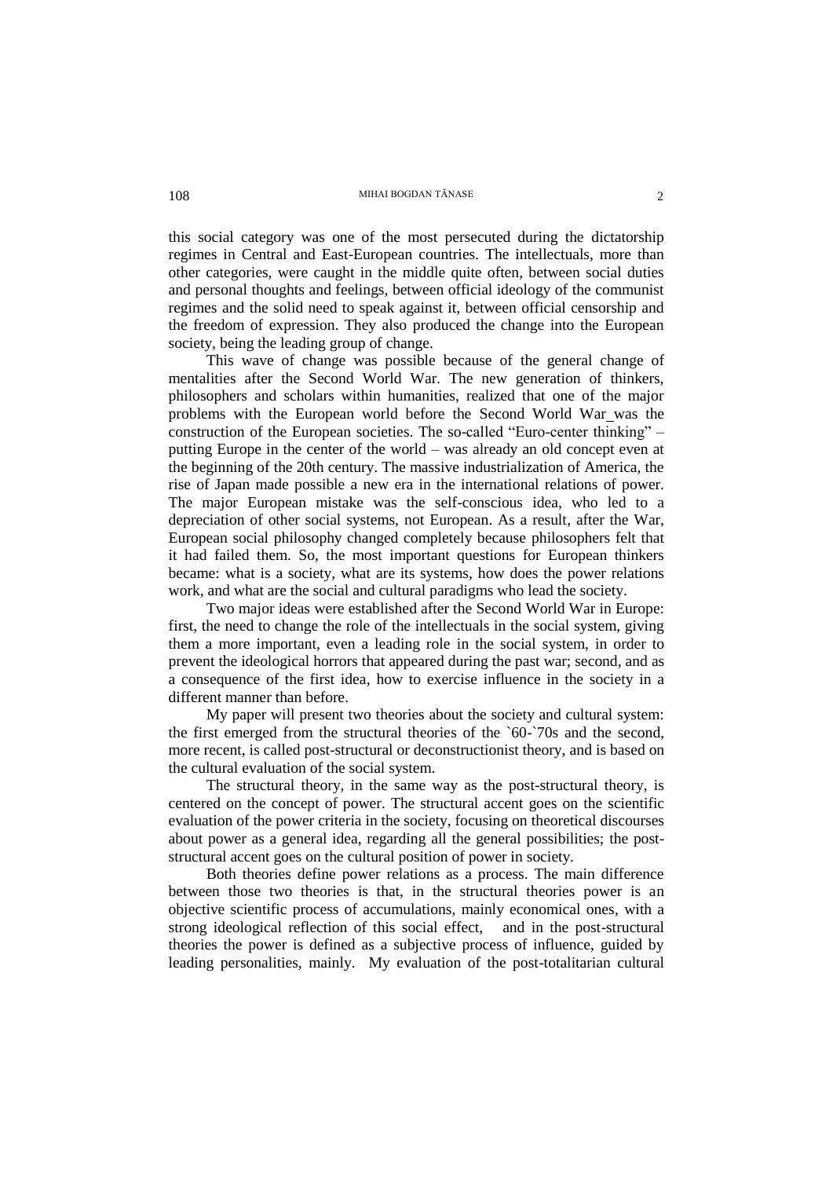this social category was one of the most persecuted during the dictatorship regimes in Central and East-European countries. The intellectuals, more than other categories, were caught in the middle quite often, between social duties and personal thoughts and feelings, between official ideology of the communist regimes and the solid need to speak against it, between official censorship and the freedom of expression. They also produced the change into the European society, being the leading group of change.

This wave of change was possible because of the general change of mentalities after the Second World War. The new generation of thinkers, philosophers and scholars within humanities, realized that one of the major problems with the European world before the Second World War was the construction of the European societies. The so-called "Euro-center thinking" – putting Europe in the center of the world – was already an old concept even at the beginning of the 20th century. The massive industrialization of America, the rise of Japan made possible a new era in the international relations of power. The major European mistake was the self-conscious idea, who led to a depreciation of other social systems, not European. As a result, after the War, European social philosophy changed completely because philosophers felt that it had failed them. So, the most important questions for European thinkers became: what is a society, what are its systems, how does the power relations work, and what are the social and cultural paradigms who lead the society.

Two major ideas were established after the Second World War in Europe: first, the need to change the role of the intellectuals in the social system, giving them a more important, even a leading role in the social system, in order to prevent the ideological horrors that appeared during the past war; second, and as a consequence of the first idea, how to exercise influence in the society in a different manner than before.

My paper will present two theories about the society and cultural system: the first emerged from the structural theories of the `60-`70s and the second, more recent, is called post-structural or deconstructionist theory, and is based on the cultural evaluation of the social system.

The structural theory, in the same way as the post-structural theory, is centered on the concept of power. The structural accent goes on the scientific evaluation of the power criteria in the society, focusing on theoretical discourses about power as a general idea, regarding all the general possibilities; the post-structural accent goes on the cultural position of power in society.

Both theories define power relations as a process. The main difference between those two theories is that, in the structural theories power is an objective scientific process of accumulations, mainly economical ones, with a strong ideological reflection of this social effect, and in the post-structural theories the power is defined as a subjective process of influence, guided by leading personalities, mainly. My evaluation of the post-totalitarian cultural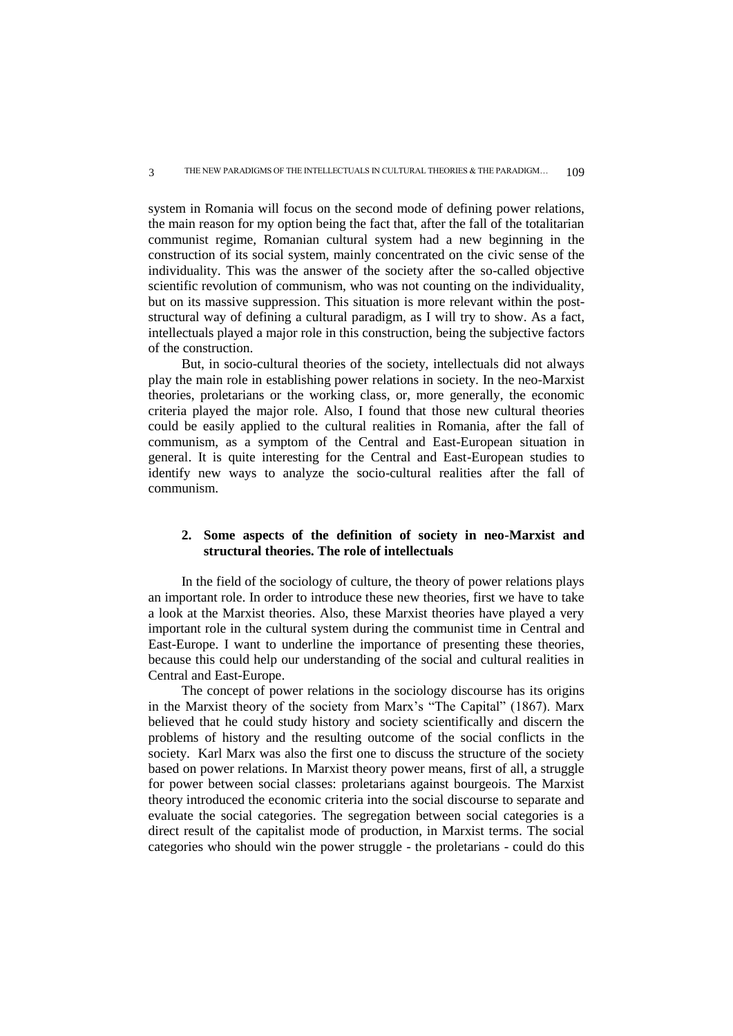system in Romania will focus on the second mode of defining power relations, the main reason for my option being the fact that, after the fall of the totalitarian communist regime, Romanian cultural system had a new beginning in the construction of its social system, mainly concentrated on the civic sense of the individuality. This was the answer of the society after the so-called objective scientific revolution of communism, who was not counting on the individuality, but on its massive suppression. This situation is more relevant within the post-structural way of defining a cultural paradigm, as I will try to show. As a fact, intellectuals played a major role in this construction, being the subjective factors of the construction.

But, in socio-cultural theories of the society, intellectuals did not always play the main role in establishing power relations in society. In the neo-Marxist theories, proletarians or the working class, or, more generally, the economic criteria played the major role. Also, I found that those new cultural theories could be easily applied to the cultural realities in Romania, after the fall of communism, as a symptom of the Central and East-European situation in general. It is quite interesting for the Central and East-European studies to identify new ways to analyze the socio-cultural realities after the fall of communism.

## 2. Some aspects of the definition of society in neo-Marxist and structural theories. The role of intellectuals

In the field of the sociology of culture, the theory of power relations plays an important role. In order to introduce these new theories, first we have to take a look at the Marxist theories. Also, these Marxist theories have played a very important role in the cultural system during the communist time in Central and East-Europe. I want to underline the importance of presenting these theories, because this could help our understanding of the social and cultural realities in Central and East-Europe.

The concept of power relations in the sociology discourse has its origins in the Marxist theory of the society from Marx's "The Capital" (1867). Marx believed that he could study history and society scientifically and discern the problems of history and the resulting outcome of the social conflicts in the society. Karl Marx was also the first one to discuss the structure of the society based on power relations. In Marxist theory power means, first of all, a struggle for power between social classes: proletarians against bourgeois. The Marxist theory introduced the economic criteria into the social discourse to separate and evaluate the social categories. The segregation between social categories is a direct result of the capitalist mode of production, in Marxist terms. The social categories who should win the power struggle - the proletarians - could do this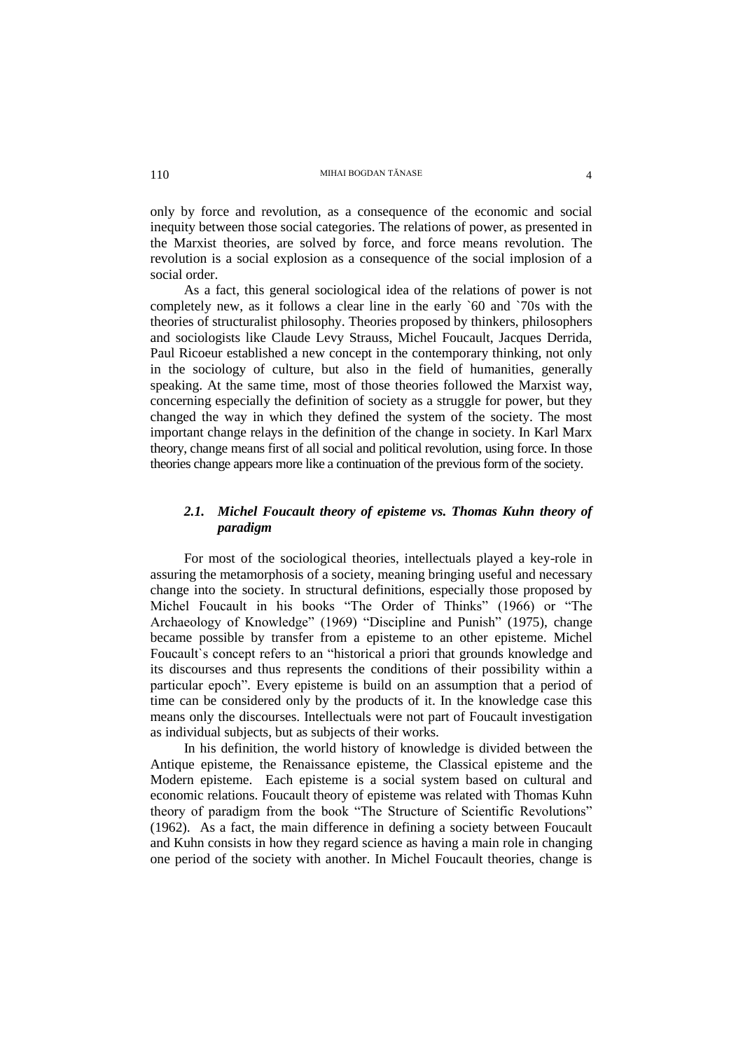only by force and revolution, as a consequence of the economic and social inequity between those social categories. The relations of power, as presented in the Marxist theories, are solved by force, and force means revolution. The revolution is a social explosion as a consequence of the social implosion of a social order.

As a fact, this general sociological idea of the relations of power is not completely new, as it follows a clear line in the early `60 and `70s with the theories of structuralist philosophy. Theories proposed by thinkers, philosophers and sociologists like Claude Levy Strauss, Michel Foucault, Jacques Derrida, Paul Ricoeur established a new concept in the contemporary thinking, not only in the sociology of culture, but also in the field of humanities, generally speaking. At the same time, most of those theories followed the Marxist way, concerning especially the definition of society as a struggle for power, but they changed the way in which they defined the system of the society. The most important change relays in the definition of the change in society. In Karl Marx theory, change means first of all social and political revolution, using force. In those theories change appears more like a continuation of the previous form of the society.

### *2.1. Michel Foucault theory of episteme vs. Thomas Kuhn theory of paradigm*

For most of the sociological theories, intellectuals played a key-role in assuring the metamorphosis of a society, meaning bringing useful and necessary change into the society. In structural definitions, especially those proposed by Michel Foucault in his books "The Order of Thinks" (1966) or "The Archaeology of Knowledge" (1969) "Discipline and Punish" (1975), change became possible by transfer from a episteme to an other episteme. Michel Foucault`s concept refers to an "historical a priori that grounds knowledge and its discourses and thus represents the conditions of their possibility within a particular epoch". Every episteme is build on an assumption that a period of time can be considered only by the products of it. In the knowledge case this means only the discourses. Intellectuals were not part of Foucault investigation as individual subjects, but as subjects of their works.

In his definition, the world history of knowledge is divided between the Antique episteme, the Renaissance episteme, the Classical episteme and the Modern episteme. Each episteme is a social system based on cultural and economic relations. Foucault theory of episteme was related with Thomas Kuhn theory of paradigm from the book "The Structure of Scientific Revolutions" (1962). As a fact, the main difference in defining a society between Foucault and Kuhn consists in how they regard science as having a main role in changing one period of the society with another. In Michel Foucault theories, change is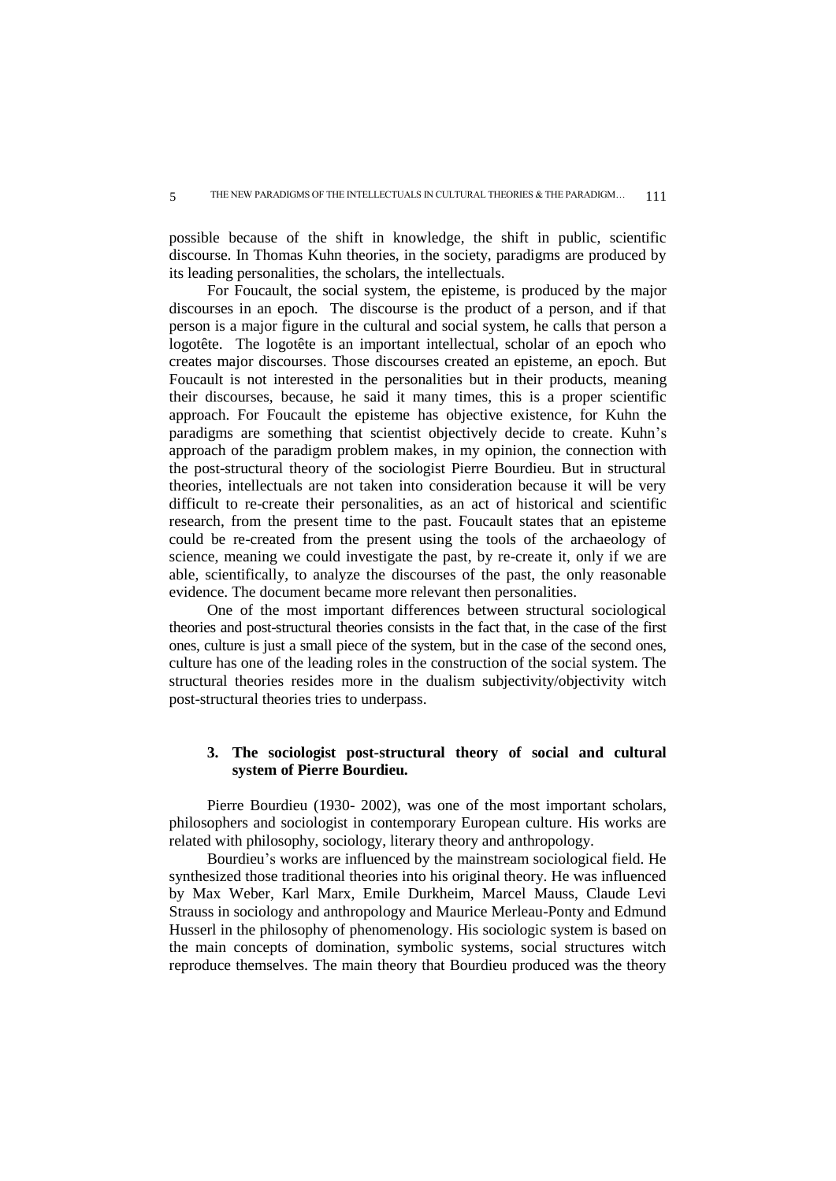possible because of the shift in knowledge, the shift in public, scientific discourse. In Thomas Kuhn theories, in the society, paradigms are produced by its leading personalities, the scholars, the intellectuals.

For Foucault, the social system, the episteme, is produced by the major discourses in an epoch. The discourse is the product of a person, and if that person is a major figure in the cultural and social system, he calls that person a logotête. The logotête is an important intellectual, scholar of an epoch who creates major discourses. Those discourses created an episteme, an epoch. But Foucault is not interested in the personalities but in their products, meaning their discourses, because, he said it many times, this is a proper scientific approach. For Foucault the episteme has objective existence, for Kuhn the paradigms are something that scientist objectively decide to create. Kuhn's approach of the paradigm problem makes, in my opinion, the connection with the post-structural theory of the sociologist Pierre Bourdieu. But in structural theories, intellectuals are not taken into consideration because it will be very difficult to re-create their personalities, as an act of historical and scientific research, from the present time to the past. Foucault states that an episteme could be re-created from the present using the tools of the archaeology of science, meaning we could investigate the past, by re-create it, only if we are able, scientifically, to analyze the discourses of the past, the only reasonable evidence. The document became more relevant then personalities.

One of the most important differences between structural sociological theories and post-structural theories consists in the fact that, in the case of the first ones, culture is just a small piece of the system, but in the case of the second ones, culture has one of the leading roles in the construction of the social system. The structural theories resides more in the dualism subjectivity/objectivity witch post-structural theories tries to underpass.

## 3. The sociologist post-structural theory of social and cultural system of Pierre Bourdieu.

Pierre Bourdieu (1930- 2002), was one of the most important scholars, philosophers and sociologist in contemporary European culture. His works are related with philosophy, sociology, literary theory and anthropology.

Bourdieu's works are influenced by the mainstream sociological field. He synthesized those traditional theories into his original theory. He was influenced by Max Weber, Karl Marx, Emile Durkheim, Marcel Mauss, Claude Levi Strauss in sociology and anthropology and Maurice Merleau-Ponty and Edmund Husserl in the philosophy of phenomenology. His sociologic system is based on the main concepts of domination, symbolic systems, social structures witch reproduce themselves. The main theory that Bourdieu produced was the theory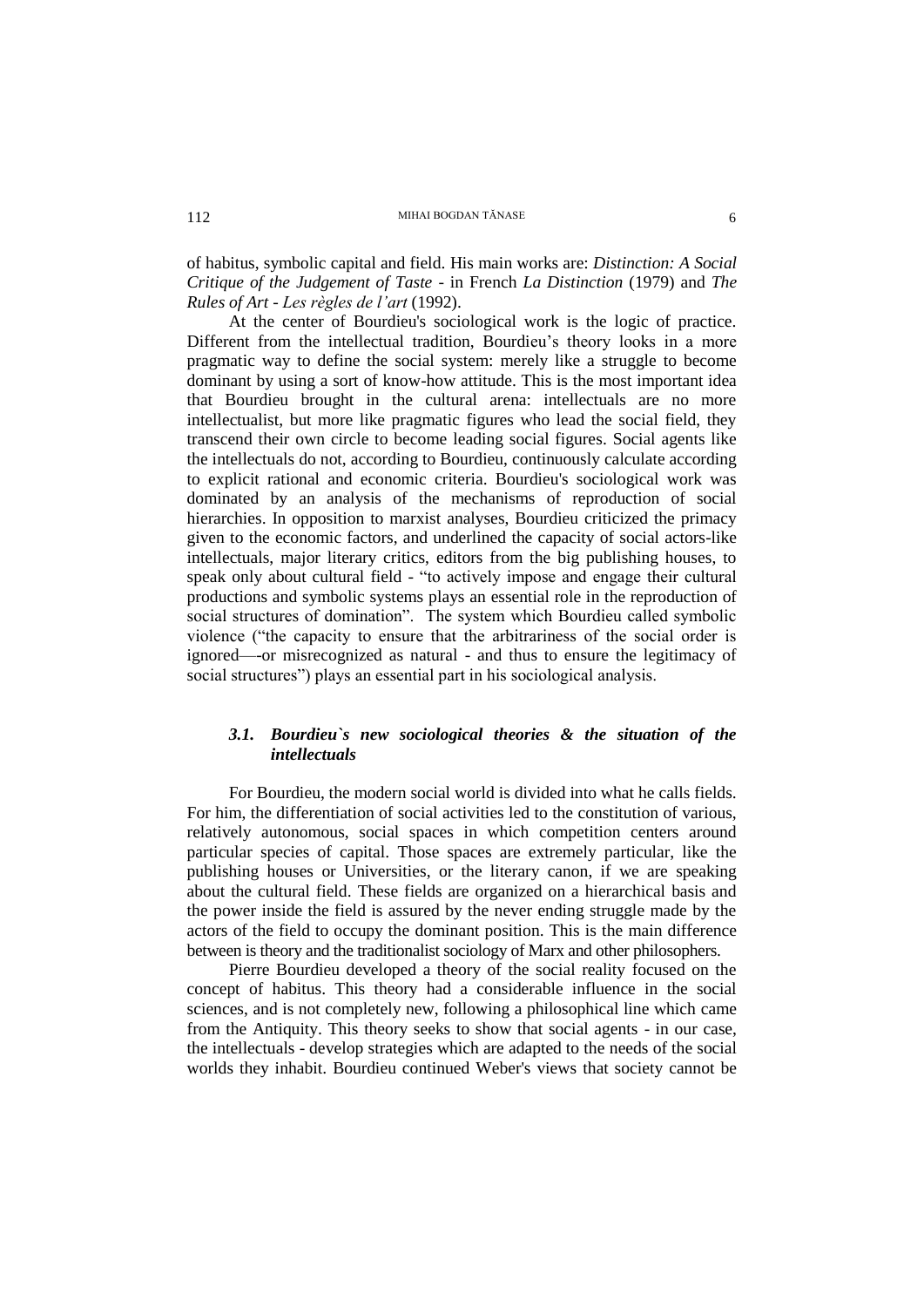of habitus, symbolic capital and field. His main works are: *Distinction: A Social Critique of the Judgement of Taste* - in French *La Distinction* (1979) and *The Rules of Art - Les règles de l'art* (1992).

At the center of Bourdieu's sociological work is the logic of practice. Different from the intellectual tradition, Bourdieu's theory looks in a more pragmatic way to define the social system: merely like a struggle to become dominant by using a sort of know-how attitude. This is the most important idea that Bourdieu brought in the cultural arena: intellectuals are no more intellectualist, but more like pragmatic figures who lead the social field, they transcend their own circle to become leading social figures. Social agents like the intellectuals do not, according to Bourdieu, continuously calculate according to explicit rational and economic criteria. Bourdieu's sociological work was dominated by an analysis of the mechanisms of reproduction of social hierarchies. In opposition to marxist analyses, Bourdieu criticized the primacy given to the economic factors, and underlined the capacity of social actors-like intellectuals, major literary critics, editors from the big publishing houses, to speak only about cultural field - "to actively impose and engage their cultural productions and symbolic systems plays an essential role in the reproduction of social structures of domination". The system which Bourdieu called symbolic violence ("the capacity to ensure that the arbitrariness of the social order is ignored—-or misrecognized as natural - and thus to ensure the legitimacy of social structures") plays an essential part in his sociological analysis.

### *3.1. Bourdieu`s new sociological theories & the situation of the intellectuals*

For Bourdieu, the modern social world is divided into what he calls fields. For him, the differentiation of social activities led to the constitution of various, relatively autonomous, social spaces in which competition centers around particular species of capital. Those spaces are extremely particular, like the publishing houses or Universities, or the literary canon, if we are speaking about the cultural field. These fields are organized on a hierarchical basis and the power inside the field is assured by the never ending struggle made by the actors of the field to occupy the dominant position. This is the main difference between is theory and the traditionalist sociology of Marx and other philosophers.

Pierre Bourdieu developed a theory of the social reality focused on the concept of habitus. This theory had a considerable influence in the social sciences, and is not completely new, following a philosophical line which came from the Antiquity. This theory seeks to show that social agents - in our case, the intellectuals - develop strategies which are adapted to the needs of the social worlds they inhabit. Bourdieu continued Weber's views that society cannot be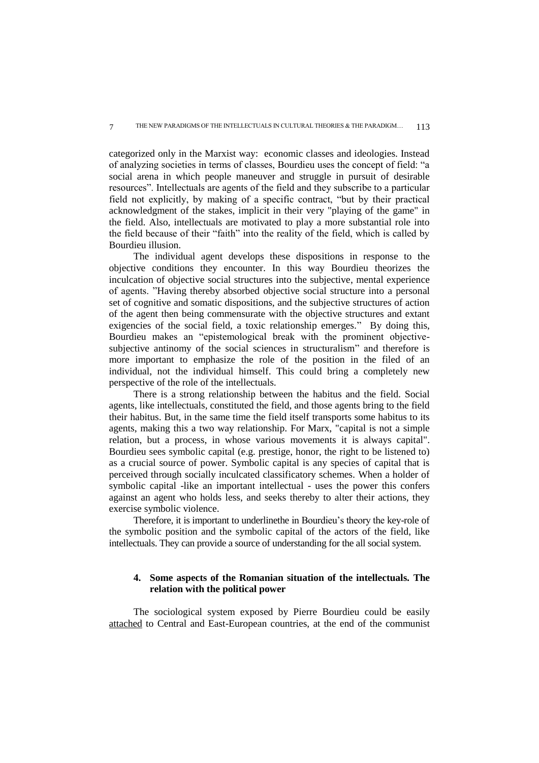categorized only in the Marxist way: economic classes and ideologies. Instead of analyzing societies in terms of classes, Bourdieu uses the concept of field: "a social arena in which people maneuver and struggle in pursuit of desirable resources". Intellectuals are agents of the field and they subscribe to a particular field not explicitly, by making of a specific contract, "but by their practical acknowledgment of the stakes, implicit in their very "playing of the game" in the field. Also, intellectuals are motivated to play a more substantial role into the field because of their "faith" into the reality of the field, which is called by Bourdieu illusion.

The individual agent develops these dispositions in response to the objective conditions they encounter. In this way Bourdieu theorizes the inculcation of objective social structures into the subjective, mental experience of agents. "Having thereby absorbed objective social structure into a personal set of cognitive and somatic dispositions, and the subjective structures of action of the agent then being commensurate with the objective structures and extant exigencies of the social field, a toxic relationship emerges." By doing this, Bourdieu makes an "epistemological break with the prominent objective-subjective antinomy of the social sciences in structuralism" and therefore is more important to emphasize the role of the position in the filed of an individual, not the individual himself. This could bring a completely new perspective of the role of the intellectuals.

There is a strong relationship between the habitus and the field. Social agents, like intellectuals, constituted the field, and those agents bring to the field their habitus. But, in the same time the field itself transports some habitus to its agents, making this a two way relationship. For Marx, "capital is not a simple relation, but a process, in whose various movements it is always capital". Bourdieu sees symbolic capital (e.g. prestige, honor, the right to be listened to) as a crucial source of power. Symbolic capital is any species of capital that is perceived through socially inculcated classificatory schemes. When a holder of symbolic capital -like an important intellectual - uses the power this confers against an agent who holds less, and seeks thereby to alter their actions, they exercise symbolic violence.

Therefore, it is important to underlinethe in Bourdieu's theory the key-role of the symbolic position and the symbolic capital of the actors of the field, like intellectuals. They can provide a source of understanding for the all social system.

## 4. Some aspects of the Romanian situation of the intellectuals. The relation with the political power

The sociological system exposed by Pierre Bourdieu could be easily attached to Central and East-European countries, at the end of the communist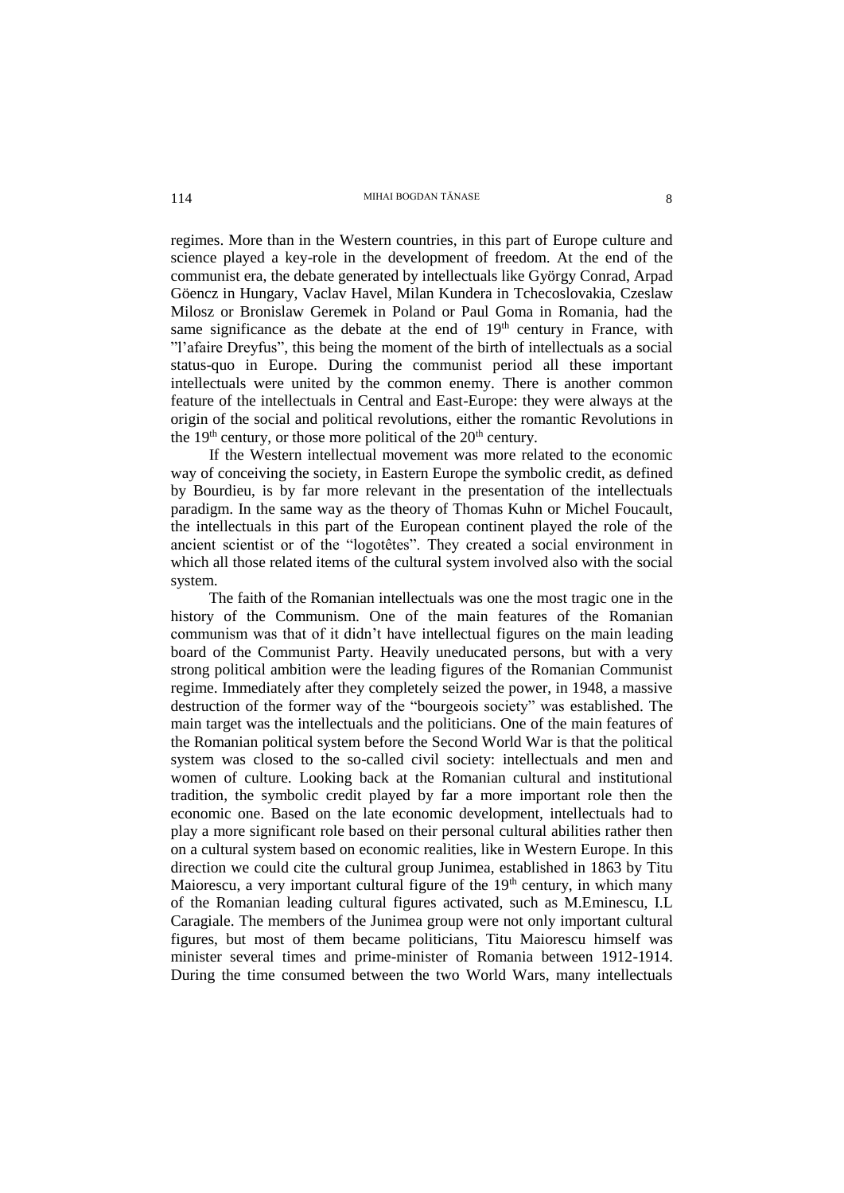regimes. More than in the Western countries, in this part of Europe culture and science played a key-role in the development of freedom. At the end of the communist era, the debate generated by intellectuals like György Conrad, Arpad Göencz in Hungary, Vaclav Havel, Milan Kundera in Tchecoslovakia, Czeslaw Milosz or Bronislaw Geremek in Poland or Paul Goma in Romania, had the same significance as the debate at the end of 19th century in France, with "l'afaire Dreyfus", this being the moment of the birth of intellectuals as a social status-quo in Europe. During the communist period all these important intellectuals were united by the common enemy. There is another common feature of the intellectuals in Central and East-Europe: they were always at the origin of the social and political revolutions, either the romantic Revolutions in the 19th century, or those more political of the 20th century.

If the Western intellectual movement was more related to the economic way of conceiving the society, in Eastern Europe the symbolic credit, as defined by Bourdieu, is by far more relevant in the presentation of the intellectuals paradigm. In the same way as the theory of Thomas Kuhn or Michel Foucault, the intellectuals in this part of the European continent played the role of the ancient scientist or of the "logotêtes". They created a social environment in which all those related items of the cultural system involved also with the social system.

The faith of the Romanian intellectuals was one the most tragic one in the history of the Communism. One of the main features of the Romanian communism was that of it didn't have intellectual figures on the main leading board of the Communist Party. Heavily uneducated persons, but with a very strong political ambition were the leading figures of the Romanian Communist regime. Immediately after they completely seized the power, in 1948, a massive destruction of the former way of the "bourgeois society" was established. The main target was the intellectuals and the politicians. One of the main features of the Romanian political system before the Second World War is that the political system was closed to the so-called civil society: intellectuals and men and women of culture. Looking back at the Romanian cultural and institutional tradition, the symbolic credit played by far a more important role then the economic one. Based on the late economic development, intellectuals had to play a more significant role based on their personal cultural abilities rather then on a cultural system based on economic realities, like in Western Europe. In this direction we could cite the cultural group Junimea, established in 1863 by Titu Maiorescu, a very important cultural figure of the 19th century, in which many of the Romanian leading cultural figures activated, such as M.Eminescu, I.L Caragiale. The members of the Junimea group were not only important cultural figures, but most of them became politicians, Titu Maiorescu himself was minister several times and prime-minister of Romania between 1912-1914. During the time consumed between the two World Wars, many intellectuals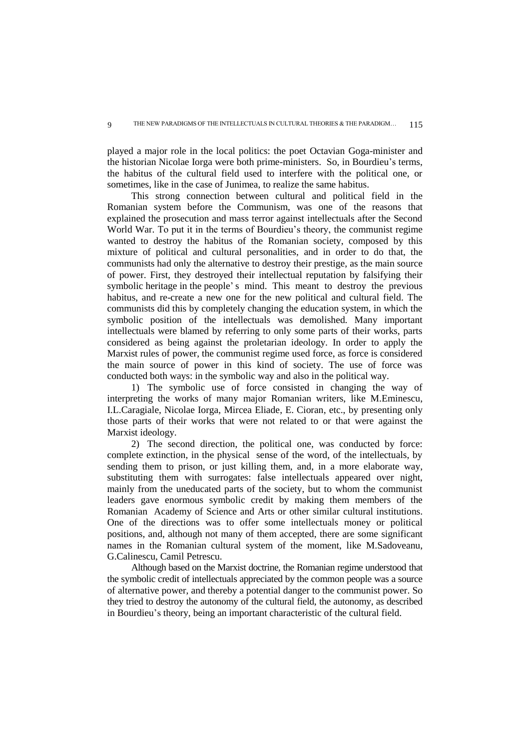played a major role in the local politics: the poet Octavian Goga-minister and the historian Nicolae Iorga were both prime-ministers. So, in Bourdieu's terms, the habitus of the cultural field used to interfere with the political one, or sometimes, like in the case of Junimea, to realize the same habitus.

This strong connection between cultural and political field in the Romanian system before the Communism, was one of the reasons that explained the prosecution and mass terror against intellectuals after the Second World War. To put it in the terms of Bourdieu's theory, the communist regime wanted to destroy the habitus of the Romanian society, composed by this mixture of political and cultural personalities, and in order to do that, the communists had only the alternative to destroy their prestige, as the main source of power. First, they destroyed their intellectual reputation by falsifying their symbolic heritage in the people' s mind. This meant to destroy the previous habitus, and re-create a new one for the new political and cultural field. The communists did this by completely changing the education system, in which the symbolic position of the intellectuals was demolished. Many important intellectuals were blamed by referring to only some parts of their works, parts considered as being against the proletarian ideology. In order to apply the Marxist rules of power, the communist regime used force, as force is considered the main source of power in this kind of society. The use of force was conducted both ways: in the symbolic way and also in the political way.

1) The symbolic use of force consisted in changing the way of interpreting the works of many major Romanian writers, like M.Eminescu, I.L.Caragiale, Nicolae Iorga, Mircea Eliade, E. Cioran, etc., by presenting only those parts of their works that were not related to or that were against the Marxist ideology.

2) The second direction, the political one, was conducted by force: complete extinction, in the physical sense of the word, of the intellectuals, by sending them to prison, or just killing them, and, in a more elaborate way, substituting them with surrogates: false intellectuals appeared over night, mainly from the uneducated parts of the society, but to whom the communist leaders gave enormous symbolic credit by making them members of the Romanian Academy of Science and Arts or other similar cultural institutions. One of the directions was to offer some intellectuals money or political positions, and, although not many of them accepted, there are some significant names in the Romanian cultural system of the moment, like M.Sadoveanu, G.Calinescu, Camil Petrescu.

Although based on the Marxist doctrine, the Romanian regime understood that the symbolic credit of intellectuals appreciated by the common people was a source of alternative power, and thereby a potential danger to the communist power. So they tried to destroy the autonomy of the cultural field, the autonomy, as described in Bourdieu's theory, being an important characteristic of the cultural field.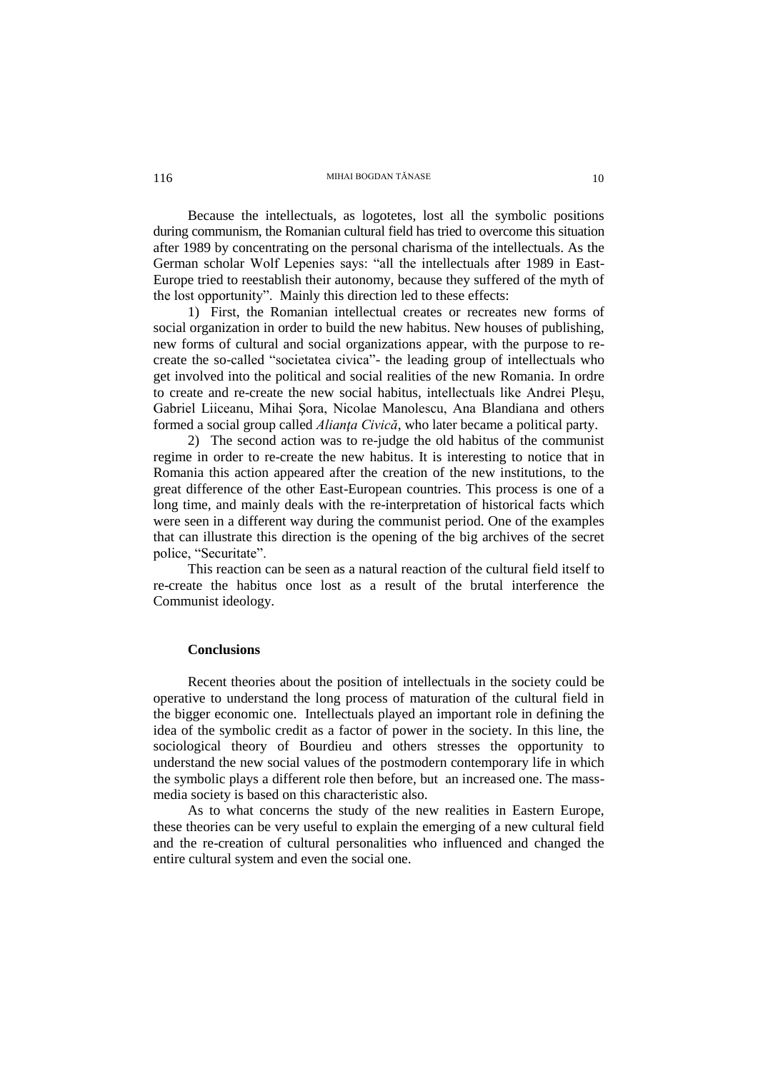Because the intellectuals, as logotetes, lost all the symbolic positions during communism, the Romanian cultural field has tried to overcome this situation after 1989 by concentrating on the personal charisma of the intellectuals. As the German scholar Wolf Lepenies says: "all the intellectuals after 1989 in East-Europe tried to reestablish their autonomy, because they suffered of the myth of the lost opportunity". Mainly this direction led to these effects:

1) First, the Romanian intellectual creates or recreates new forms of social organization in order to build the new habitus. New houses of publishing, new forms of cultural and social organizations appear, with the purpose to re-create the so-called "societatea civica"- the leading group of intellectuals who get involved into the political and social realities of the new Romania. In ordre to create and re-create the new social habitus, intellectuals like Andrei Pleșu, Gabriel Liiceanu, Mihai Șora, Nicolae Manolescu, Ana Blandiana and others formed a social group called *Alianța Civică*, who later became a political party.

2) The second action was to re-judge the old habitus of the communist regime in order to re-create the new habitus. It is interesting to notice that in Romania this action appeared after the creation of the new institutions, to the great difference of the other East-European countries. This process is one of a long time, and mainly deals with the re-interpretation of historical facts which were seen in a different way during the communist period. One of the examples that can illustrate this direction is the opening of the big archives of the secret police, "Securitate".

This reaction can be seen as a natural reaction of the cultural field itself to re-create the habitus once lost as a result of the brutal interference the Communist ideology.

## Conclusions

Recent theories about the position of intellectuals in the society could be operative to understand the long process of maturation of the cultural field in the bigger economic one. Intellectuals played an important role in defining the idea of the symbolic credit as a factor of power in the society. In this line, the sociological theory of Bourdieu and others stresses the opportunity to understand the new social values of the postmodern contemporary life in which the symbolic plays a different role then before, but an increased one. The mass-media society is based on this characteristic also.

As to what concerns the study of the new realities in Eastern Europe, these theories can be very useful to explain the emerging of a new cultural field and the re-creation of cultural personalities who influenced and changed the entire cultural system and even the social one.